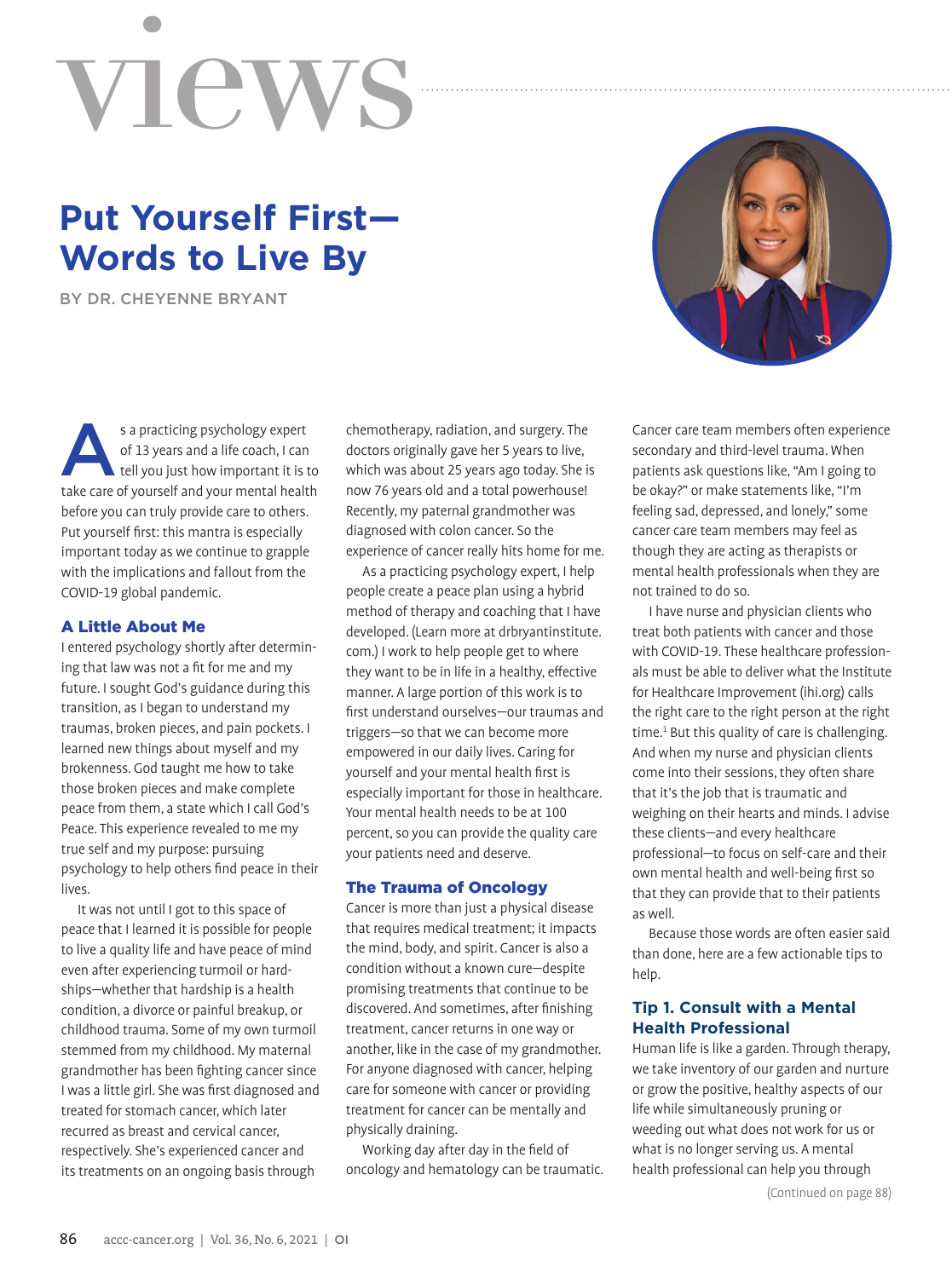# views

## Put Yourself First—Words to Live By

BY DR. CHEYENNE BRYANT

As a practicing psychology expert of 13 years and a life coach, I can tell you just how important it is to take care of yourself and your mental health before you can truly provide care to others. Put yourself first: this mantra is especially important today as we continue to grapple with the implications and fallout from the COVID-19 global pandemic.

### A Little About Me

I entered psychology shortly after determining that law was not a fit for me and my future. I sought God's guidance during this transition, as I began to understand my traumas, broken pieces, and pain pockets. I learned new things about myself and my brokenness. God taught me how to take those broken pieces and make complete peace from them, a state which I call God's Peace. This experience revealed to me my true self and my purpose: pursuing psychology to help others find peace in their lives.

It was not until I got to this space of peace that I learned it is possible for people to live a quality life and have peace of mind even after experiencing turmoil or hardships—whether that hardship is a health condition, a divorce or painful breakup, or childhood trauma. Some of my own turmoil stemmed from my childhood. My maternal grandmother has been fighting cancer since I was a little girl. She was first diagnosed and treated for stomach cancer, which later recurred as breast and cervical cancer, respectively. She's experienced cancer and its treatments on an ongoing basis through chemotherapy, radiation, and surgery. The doctors originally gave her 5 years to live, which was about 25 years ago today. She is now 76 years old and a total powerhouse! Recently, my paternal grandmother was diagnosed with colon cancer. So the experience of cancer really hits home for me.

As a practicing psychology expert, I help people create a peace plan using a hybrid method of therapy and coaching that I have developed. (Learn more at drbryantinstitute.com.) I work to help people get to where they want to be in life in a healthy, effective manner. A large portion of this work is to first understand ourselves—our traumas and triggers—so that we can become more empowered in our daily lives. Caring for yourself and your mental health first is especially important for those in healthcare. Your mental health needs to be at 100 percent, so you can provide the quality care your patients need and deserve.

### The Trauma of Oncology

Cancer is more than just a physical disease that requires medical treatment; it impacts the mind, body, and spirit. Cancer is also a condition without a known cure—despite promising treatments that continue to be discovered. And sometimes, after finishing treatment, cancer returns in one way or another, like in the case of my grandmother. For anyone diagnosed with cancer, helping care for someone with cancer or providing treatment for cancer can be mentally and physically draining.

Working day after day in the field of oncology and hematology can be traumatic. Cancer care team members often experience secondary and third-level trauma. When patients ask questions like, "Am I going to be okay?" or make statements like, "I'm feeling sad, depressed, and lonely," some cancer care team members may feel as though they are acting as therapists or mental health professionals when they are not trained to do so.

I have nurse and physician clients who treat both patients with cancer and those with COVID-19. These healthcare professionals must be able to deliver what the Institute for Healthcare Improvement (ihi.org) calls the right care to the right person at the right time.[1] But this quality of care is challenging. And when my nurse and physician clients come into their sessions, they often share that it's the job that is traumatic and weighing on their hearts and minds. I advise these clients—and every healthcare professional—to focus on self-care and their own mental health and well-being first so that they can provide that to their patients as well.

Because those words are often easier said than done, here are a few actionable tips to help.

### Tip 1. Consult with a Mental Health Professional

Human life is like a garden. Through therapy, we take inventory of our garden and nurture or grow the positive, healthy aspects of our life while simultaneously pruning or weeding out what does not work for us or what is no longer serving us. A mental health professional can help you through

(Continued on page 88)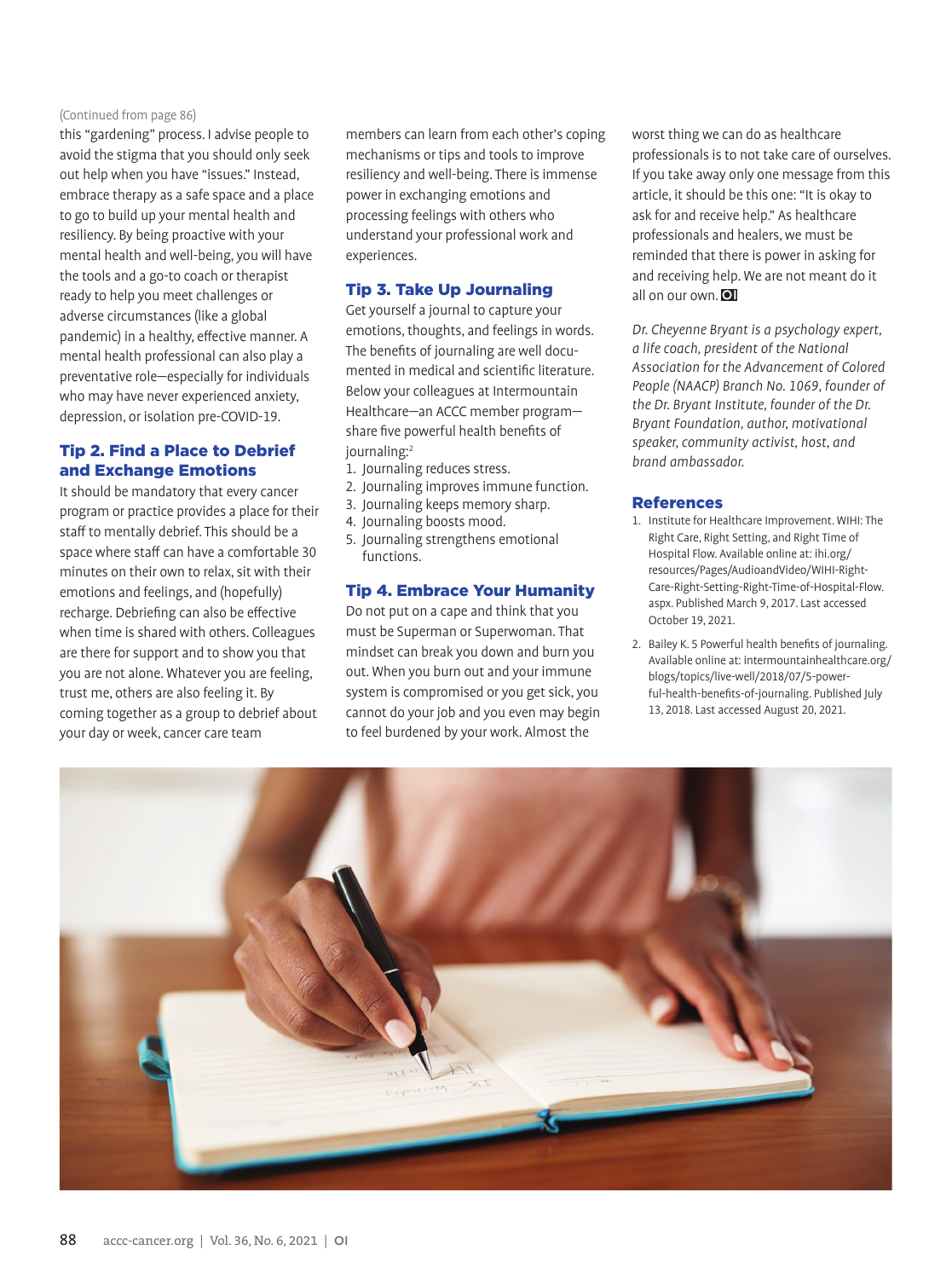(Continued from page 86)

this "gardening" process. I advise people to avoid the stigma that you should only seek out help when you have "issues." Instead, embrace therapy as a safe space and a place to go to build up your mental health and resiliency. By being proactive with your mental health and well-being, you will have the tools and a go-to coach or therapist ready to help you meet challenges or adverse circumstances (like a global pandemic) in a healthy, effective manner. A mental health professional can also play a preventative role—especially for individuals who may have never experienced anxiety, depression, or isolation pre-COVID-19.

## Tip 2. Find a Place to Debrief and Exchange Emotions

It should be mandatory that every cancer program or practice provides a place for their staff to mentally debrief. This should be a space where staff can have a comfortable 30 minutes on their own to relax, sit with their emotions and feelings, and (hopefully) recharge. Debriefing can also be effective when time is shared with others. Colleagues are there for support and to show you that you are not alone. Whatever you are feeling, trust me, others are also feeling it. By coming together as a group to debrief about your day or week, cancer care team members can learn from each other's coping mechanisms or tips and tools to improve resiliency and well-being. There is immense power in exchanging emotions and processing feelings with others who understand your professional work and experiences.

## Tip 3. Take Up Journaling

Get yourself a journal to capture your emotions, thoughts, and feelings in words. The benefits of journaling are well documented in medical and scientific literature. Below your colleagues at Intermountain Healthcare—an ACCC member program—share five powerful health benefits of journaling:[2]

1. Journaling reduces stress.
2. Journaling improves immune function.
3. Journaling keeps memory sharp.
4. Journaling boosts mood.
5. Journaling strengthens emotional functions.

## Tip 4. Embrace Your Humanity

Do not put on a cape and think that you must be Superman or Superwoman. That mindset can break you down and burn you out. When you burn out and your immune system is compromised or you get sick, you cannot do your job and you even may begin to feel burdened by your work. Almost the worst thing we can do as healthcare professionals is to not take care of ourselves. If you take away only one message from this article, it should be this one: "It is okay to ask for and receive help." As healthcare professionals and healers, we must be reminded that there is power in asking for and receiving help. We are not meant do it all on our own.

*Dr. Cheyenne Bryant is a psychology expert, a life coach, president of the National Association for the Advancement of Colored People (NAACP) Branch No. 1069, founder of the Dr. Bryant Institute, founder of the Dr. Bryant Foundation, author, motivational speaker, community activist, host, and brand ambassador.*

## References

1. Institute for Healthcare Improvement. WIHI: The Right Care, Right Setting, and Right Time of Hospital Flow. Available online at: ihi.org/resources/Pages/AudioandVideo/WIHI-Right-Care-Right-Setting-Right-Time-of-Hospital-Flow.aspx. Published March 9, 2017. Last accessed October 19, 2021.
2. Bailey K. 5 Powerful health benefits of journaling. Available online at: intermountainhealthcare.org/blogs/topics/live-well/2018/07/5-powerful-health-benefits-of-journaling. Published July 13, 2018. Last accessed August 20, 2021.